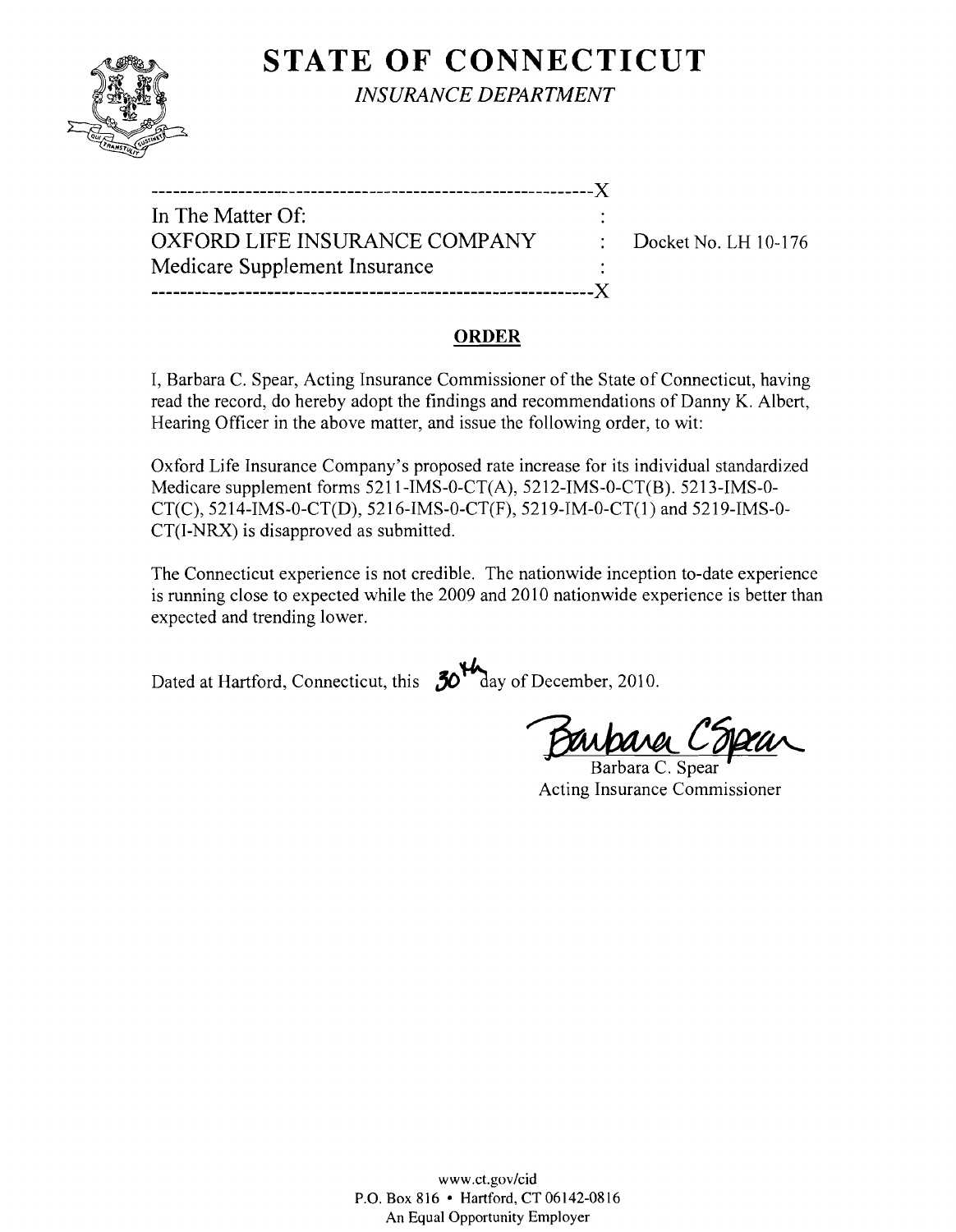# STATE OF CONNECTICUT

*INSURANCE DEPARTMENT*

```
------------------------------------------------------------X
In The Matter Of:                                           :
OXFORD LIFE INSURANCE COMPANY                               :   Docket No. LH 10-176
Medicare Supplement Insurance                               :
------------------------------------------------------------X
```

## ORDER

I, Barbara C. Spear, Acting Insurance Commissioner of the State of Connecticut, having read the record, do hereby adopt the findings and recommendations of Danny K. Albert, Hearing Officer in the above matter, and issue the following order, to wit:

Oxford Life Insurance Company's proposed rate increase for its individual standardized Medicare supplement forms 5211-IMS-0-CT(A), 5212-IMS-0-CT(B). 5213-IMS-0-CT(C), 5214-IMS-0-CT(D), 5216-IMS-0-CT(F), 5219-IM-0-CT(1) and 5219-IMS-0-CT(I-NRX) is disapproved as submitted.

The Connecticut experience is not credible. The nationwide inception to-date experience is running close to expected while the 2009 and 2010 nationwide experience is better than expected and trending lower.

Dated at Hartford, Connecticut, this 30th day of December, 2010.

Barbara C. Spear
Acting Insurance Commissioner

www.ct.gov/cid
P.O. Box 816 • Hartford, CT 06142-0816
An Equal Opportunity Employer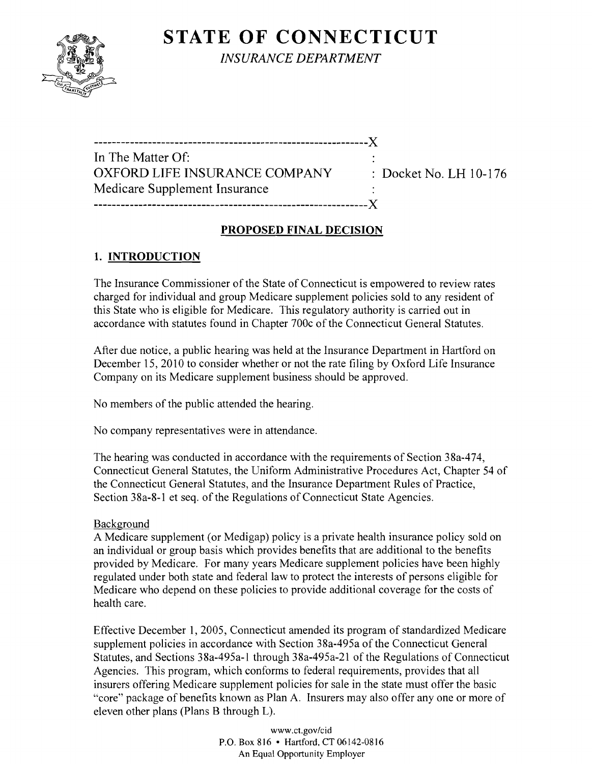# STATE OF CONNECTICUT

*INSURANCE DEPARTMENT*

---

In The Matter Of:
OXFORD LIFE INSURANCE COMPANY : Docket No. LH 10-176
Medicare Supplement Insurance

---

## PROPOSED FINAL DECISION

### 1. INTRODUCTION

The Insurance Commissioner of the State of Connecticut is empowered to review rates charged for individual and group Medicare supplement policies sold to any resident of this State who is eligible for Medicare. This regulatory authority is carried out in accordance with statutes found in Chapter 700c of the Connecticut General Statutes.

After due notice, a public hearing was held at the Insurance Department in Hartford on December 15, 2010 to consider whether or not the rate filing by Oxford Life Insurance Company on its Medicare supplement business should be approved.

No members of the public attended the hearing.

No company representatives were in attendance.

The hearing was conducted in accordance with the requirements of Section 38a-474, Connecticut General Statutes, the Uniform Administrative Procedures Act, Chapter 54 of the Connecticut General Statutes, and the Insurance Department Rules of Practice, Section 38a-8-1 et seq. of the Regulations of Connecticut State Agencies.

Background

A Medicare supplement (or Medigap) policy is a private health insurance policy sold on an individual or group basis which provides benefits that are additional to the benefits provided by Medicare. For many years Medicare supplement policies have been highly regulated under both state and federal law to protect the interests of persons eligible for Medicare who depend on these policies to provide additional coverage for the costs of health care.

Effective December 1, 2005, Connecticut amended its program of standardized Medicare supplement policies in accordance with Section 38a-495a of the Connecticut General Statutes, and Sections 38a-495a-1 through 38a-495a-21 of the Regulations of Connecticut Agencies. This program, which conforms to federal requirements, provides that all insurers offering Medicare supplement policies for sale in the state must offer the basic "core" package of benefits known as Plan A. Insurers may also offer any one or more of eleven other plans (Plans B through L).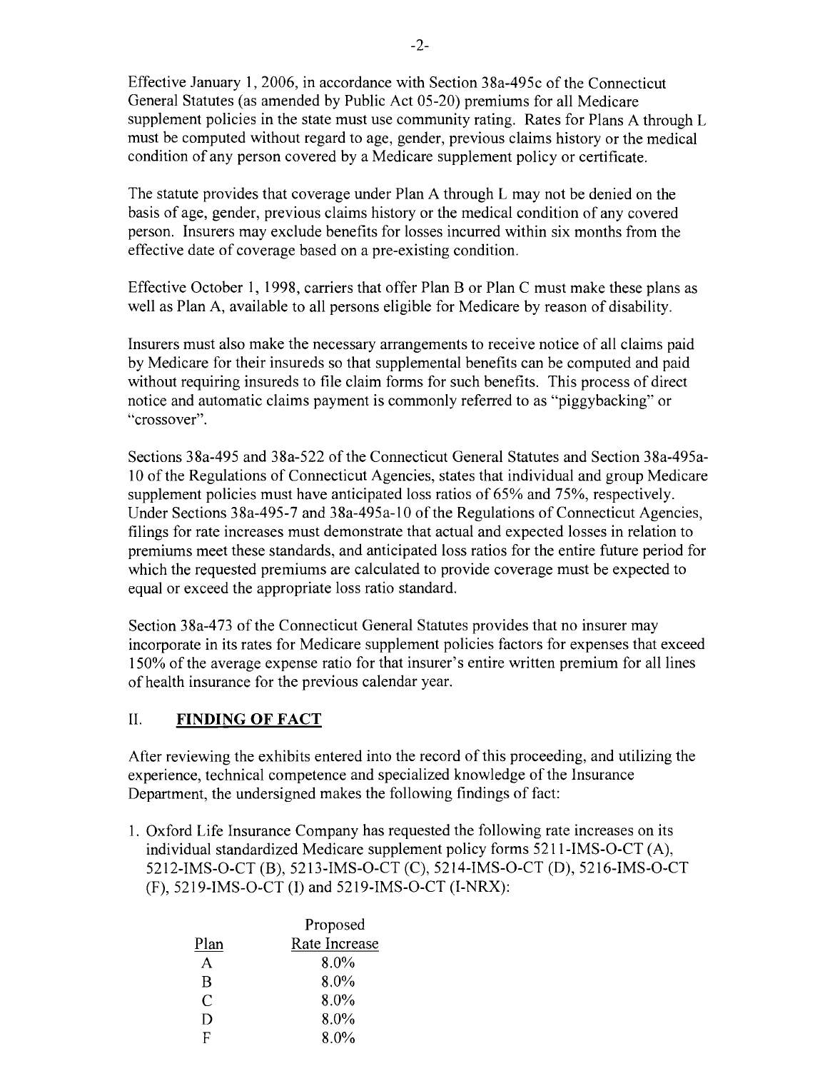Effective January 1, 2006, in accordance with Section 38a-495c of the Connecticut General Statutes (as amended by Public Act 05-20) premiums for all Medicare supplement policies in the state must use community rating. Rates for Plans A through L must be computed without regard to age, gender, previous claims history or the medical condition of any person covered by a Medicare supplement policy or certificate.

The statute provides that coverage under Plan A through L may not be denied on the basis of age, gender, previous claims history or the medical condition of any covered person. Insurers may exclude benefits for losses incurred within six months from the effective date of coverage based on a pre-existing condition.

Effective October 1, 1998, carriers that offer Plan B or Plan C must make these plans as well as Plan A, available to all persons eligible for Medicare by reason of disability.

Insurers must also make the necessary arrangements to receive notice of all claims paid by Medicare for their insureds so that supplemental benefits can be computed and paid without requiring insureds to file claim forms for such benefits. This process of direct notice and automatic claims payment is commonly referred to as "piggybacking" or "crossover".

Sections 38a-495 and 38a-522 of the Connecticut General Statutes and Section 38a-495a-10 of the Regulations of Connecticut Agencies, states that individual and group Medicare supplement policies must have anticipated loss ratios of 65% and 75%, respectively. Under Sections 38a-495-7 and 38a-495a-10 of the Regulations of Connecticut Agencies, filings for rate increases must demonstrate that actual and expected losses in relation to premiums meet these standards, and anticipated loss ratios for the entire future period for which the requested premiums are calculated to provide coverage must be expected to equal or exceed the appropriate loss ratio standard.

Section 38a-473 of the Connecticut General Statutes provides that no insurer may incorporate in its rates for Medicare supplement policies factors for expenses that exceed 150% of the average expense ratio for that insurer's entire written premium for all lines of health insurance for the previous calendar year.

## II. FINDING OF FACT

After reviewing the exhibits entered into the record of this proceeding, and utilizing the experience, technical competence and specialized knowledge of the Insurance Department, the undersigned makes the following findings of fact:

1. Oxford Life Insurance Company has requested the following rate increases on its individual standardized Medicare supplement policy forms 5211-IMS-O-CT (A), 5212-IMS-O-CT (B), 5213-IMS-O-CT (C), 5214-IMS-O-CT (D), 5216-IMS-O-CT (F), 5219-IMS-O-CT (I) and 5219-IMS-O-CT (I-NRX):

| Plan | Proposed Rate Increase |
|---|---|
| A | 8.0% |
| B | 8.0% |
| C | 8.0% |
| D | 8.0% |
| F | 8.0% |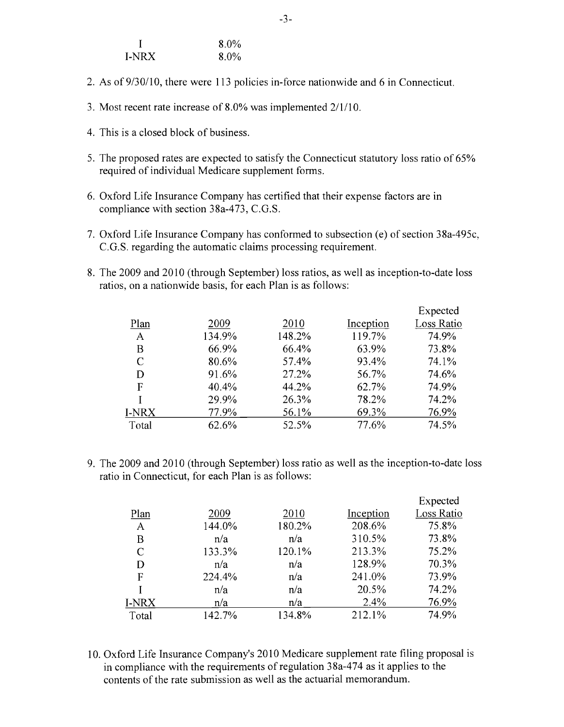| I | 8.0% |
|---|---|
| I-NRX | 8.0% |

2. As of 9/30/10, there were 113 policies in-force nationwide and 6 in Connecticut.

3. Most recent rate increase of 8.0% was implemented 2/1/10.

4. This is a closed block of business.

5. The proposed rates are expected to satisfy the Connecticut statutory loss ratio of 65% required of individual Medicare supplement forms.

6. Oxford Life Insurance Company has certified that their expense factors are in compliance with section 38a-473, C.G.S.

7. Oxford Life Insurance Company has conformed to subsection (e) of section 38a-495c, C.G.S. regarding the automatic claims processing requirement.

8. The 2009 and 2010 (through September) loss ratios, as well as inception-to-date loss ratios, on a nationwide basis, for each Plan is as follows:

| Plan | 2009 | 2010 | Inception | Expected Loss Ratio |
|---|---|---|---|---|
| A | 134.9% | 148.2% | 119.7% | 74.9% |
| B | 66.9% | 66.4% | 63.9% | 73.8% |
| C | 80.6% | 57.4% | 93.4% | 74.1% |
| D | 91.6% | 27.2% | 56.7% | 74.6% |
| F | 40.4% | 44.2% | 62.7% | 74.9% |
| I | 29.9% | 26.3% | 78.2% | 74.2% |
| I-NRX | 77.9% | 56.1% | 69.3% | 76.9% |
| Total | 62.6% | 52.5% | 77.6% | 74.5% |

9. The 2009 and 2010 (through September) loss ratio as well as the inception-to-date loss ratio in Connecticut, for each Plan is as follows:

| Plan | 2009 | 2010 | Inception | Expected Loss Ratio |
|---|---|---|---|---|
| A | 144.0% | 180.2% | 208.6% | 75.8% |
| B | n/a | n/a | 310.5% | 73.8% |
| C | 133.3% | 120.1% | 213.3% | 75.2% |
| D | n/a | n/a | 128.9% | 70.3% |
| F | 224.4% | n/a | 241.0% | 73.9% |
| I | n/a | n/a | 20.5% | 74.2% |
| I-NRX | n/a | n/a | 2.4% | 76.9% |
| Total | 142.7% | 134.8% | 212.1% | 74.9% |

10. Oxford Life Insurance Company's 2010 Medicare supplement rate filing proposal is in compliance with the requirements of regulation 38a-474 as it applies to the contents of the rate submission as well as the actuarial memorandum.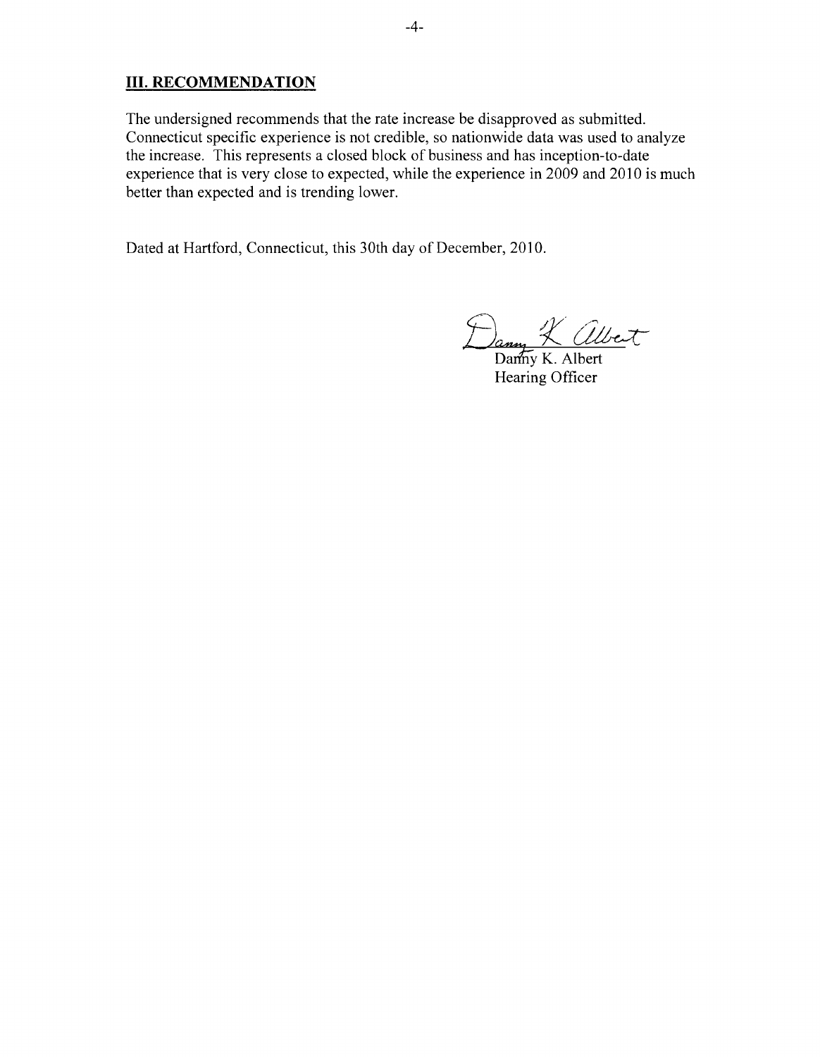## III. RECOMMENDATION

The undersigned recommends that the rate increase be disapproved as submitted. Connecticut specific experience is not credible, so nationwide data was used to analyze the increase. This represents a closed block of business and has inception-to-date experience that is very close to expected, while the experience in 2009 and 2010 is much better than expected and is trending lower.

Dated at Hartford, Connecticut, this 30th day of December, 2010.

Danny K. Albert
Hearing Officer